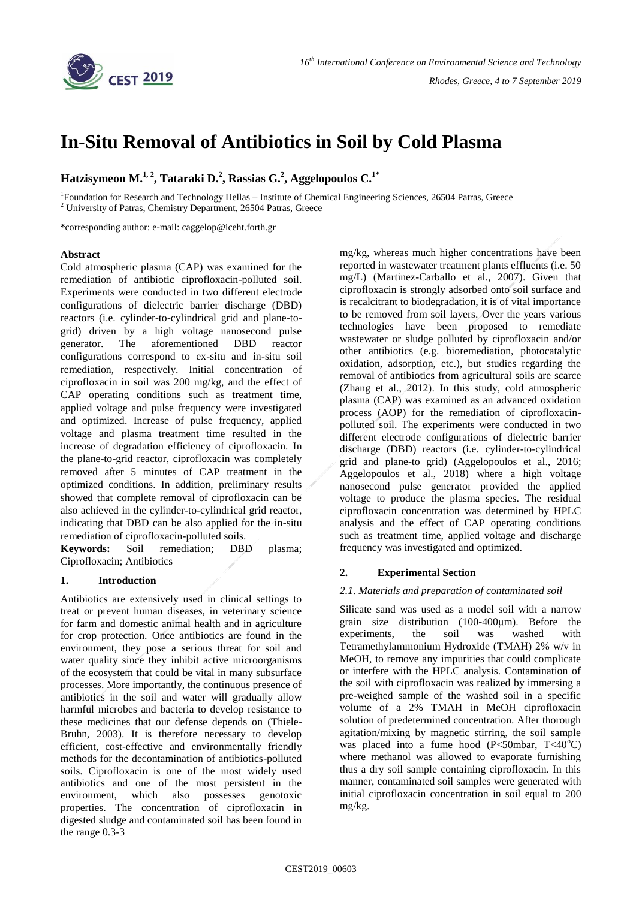# In-Situ Removal of Antibiotics in Soil by Cold Plasma

**Hatzisymeon M.[1,2], Tataraki D.[2], Rassias G.[2], Aggelopoulos C.[1*]**

[1]Foundation for Research and Technology Hellas – Institute of Chemical Engineering Sciences, 26504 Patras, Greece
[2] University of Patras, Chemistry Department, 26504 Patras, Greece

*corresponding author: e-mail: caggelop@iceht.forth.gr

## Abstract

Cold atmospheric plasma (CAP) was examined for the remediation of antibiotic ciprofloxacin-polluted soil. Experiments were conducted in two different electrode configurations of dielectric barrier discharge (DBD) reactors (i.e. cylinder-to-cylindrical grid and plane-to-grid) driven by a high voltage nanosecond pulse generator. The aforementioned DBD reactor configurations correspond to ex-situ and in-situ soil remediation, respectively. Initial concentration of ciprofloxacin in soil was 200 mg/kg, and the effect of CAP operating conditions such as treatment time, applied voltage and pulse frequency were investigated and optimized. Increase of pulse frequency, applied voltage and plasma treatment time resulted in the increase of degradation efficiency of ciprofloxacin. In the plane-to-grid reactor, ciprofloxacin was completely removed after 5 minutes of CAP treatment in the optimized conditions. In addition, preliminary results showed that complete removal of ciprofloxacin can be also achieved in the cylinder-to-cylindrical grid reactor, indicating that DBD can be also applied for the in-situ remediation of ciprofloxacin-polluted soils.

**Keywords:** Soil remediation; DBD plasma; Ciprofloxacin; Antibiotics

## 1. Introduction

Antibiotics are extensively used in clinical settings to treat or prevent human diseases, in veterinary science for farm and domestic animal health and in agriculture for crop protection. Once antibiotics are found in the environment, they pose a serious threat for soil and water quality since they inhibit active microorganisms of the ecosystem that could be vital in many subsurface processes. More importantly, the continuous presence of antibiotics in the soil and water will gradually allow harmful microbes and bacteria to develop resistance to these medicines that our defense depends on (Thiele-Bruhn, 2003). It is therefore necessary to develop efficient, cost-effective and environmentally friendly methods for the decontamination of antibiotics-polluted soils. Ciprofloxacin is one of the most widely used antibiotics and one of the most persistent in the environment, which also possesses genotoxic properties. The concentration of ciprofloxacin in digested sludge and contaminated soil has been found in the range 0.3-3 mg/kg, whereas much higher concentrations have been reported in wastewater treatment plants effluents (i.e. 50 mg/L) (Martinez-Carballo et al., 2007). Given that ciprofloxacin is strongly adsorbed onto soil surface and is recalcitrant to biodegradation, it is of vital importance to be removed from soil layers. Over the years various technologies have been proposed to remediate wastewater or sludge polluted by ciprofloxacin and/or other antibiotics (e.g. bioremediation, photocatalytic oxidation, adsorption, etc.), but studies regarding the removal of antibiotics from agricultural soils are scarce (Zhang et al., 2012). In this study, cold atmospheric plasma (CAP) was examined as an advanced oxidation process (AOP) for the remediation of ciprofloxacin-polluted soil. The experiments were conducted in two different electrode configurations of dielectric barrier discharge (DBD) reactors (i.e. cylinder-to-cylindrical grid and plane-to grid) (Aggelopoulos et al., 2016; Aggelopoulos et al., 2018) where a high voltage nanosecond pulse generator provided the applied voltage to produce the plasma species. The residual ciprofloxacin concentration was determined by HPLC analysis and the effect of CAP operating conditions such as treatment time, applied voltage and discharge frequency was investigated and optimized.

## 2. Experimental Section

### *2.1. Materials and preparation of contaminated soil*

Silicate sand was used as a model soil with a narrow grain size distribution (100-400μm). Before the experiments, the soil was washed with Tetramethylammonium Hydroxide (TMAH) 2% w/v in MeOH, to remove any impurities that could complicate or interfere with the HPLC analysis. Contamination of the soil with ciprofloxacin was realized by immersing a pre-weighed sample of the washed soil in a specific volume of a 2% TMAH in MeOH ciprofloxacin solution of predetermined concentration. After thorough agitation/mixing by magnetic stirring, the soil sample was placed into a fume hood ($P<50$mbar, $T<40^oC$) where methanol was allowed to evaporate furnishing thus a dry soil sample containing ciprofloxacin. In this manner, contaminated soil samples were generated with initial ciprofloxacin concentration in soil equal to 200 mg/kg.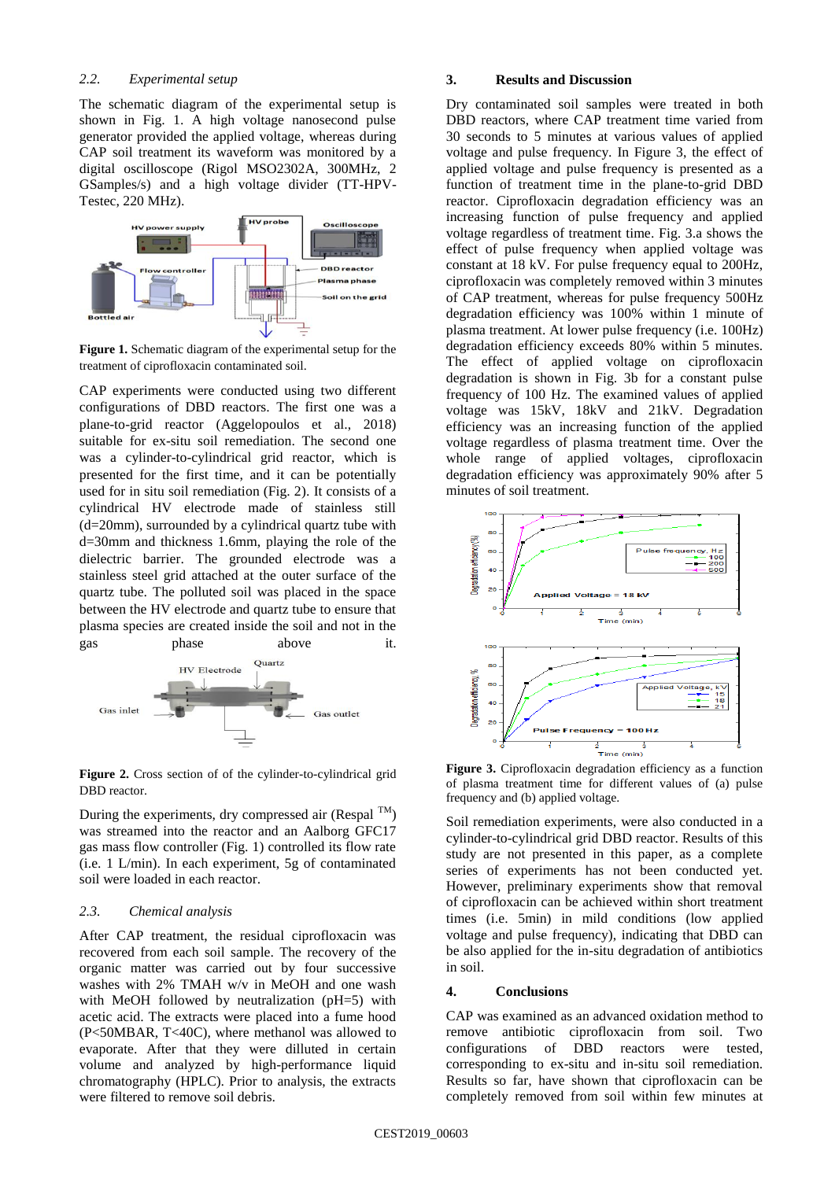### 2.2. *Experimental setup*

The schematic diagram of the experimental setup is shown in Fig. 1. A high voltage nanosecond pulse generator provided the applied voltage, whereas during CAP soil treatment its waveform was monitored by a digital oscilloscope (Rigol MSO2302A, 300MHz, 2 GSamples/s) and a high voltage divider (TT-HPV-Testec, 220 MHz).

**Figure 1.** Schematic diagram of the experimental setup for the treatment of ciprofloxacin contaminated soil.

CAP experiments were conducted using two different configurations of DBD reactors. The first one was a plane-to-grid reactor (Aggelopoulos et al., 2018) suitable for ex-situ soil remediation. The second one was a cylinder-to-cylindrical grid reactor, which is presented for the first time, and it can be potentially used for in situ soil remediation (Fig. 2). It consists of a cylindrical HV electrode made of stainless still (d=20mm), surrounded by a cylindrical quartz tube with d=30mm and thickness 1.6mm, playing the role of the dielectric barrier. The grounded electrode was a stainless steel grid attached at the outer surface of the quartz tube. The polluted soil was placed in the space between the HV electrode and quartz tube to ensure that plasma species are created inside the soil and not in the gas phase above it.

**Figure 2.** Cross section of of the cylinder-to-cylindrical grid DBD reactor.

During the experiments, dry compressed air (Respal ™) was streamed into the reactor and an Aalborg GFC17 gas mass flow controller (Fig. 1) controlled its flow rate (i.e. 1 L/min). In each experiment, 5g of contaminated soil were loaded in each reactor.

### 2.3. *Chemical analysis*

After CAP treatment, the residual ciprofloxacin was recovered from each soil sample. The recovery of the organic matter was carried out by four successive washes with 2% TMAH w/v in MeOH and one wash with MeOH followed by neutralization (pH=5) with acetic acid. The extracts were placed into a fume hood (P<50MBAR, T<40C), where methanol was allowed to evaporate. After that they were dilluted in certain volume and analyzed by high-performance liquid chromatography (HPLC). Prior to analysis, the extracts were filtered to remove soil debris.

## 3. Results and Discussion

Dry contaminated soil samples were treated in both DBD reactors, where CAP treatment time varied from 30 seconds to 5 minutes at various values of applied voltage and pulse frequency. In Figure 3, the effect of applied voltage and pulse frequency is presented as a function of treatment time in the plane-to-grid DBD reactor. Ciprofloxacin degradation efficiency was an increasing function of pulse frequency and applied voltage regardless of treatment time. Fig. 3.a shows the effect of pulse frequency when applied voltage was constant at 18 kV. For pulse frequency equal to 200Hz, ciprofloxacin was completely removed within 3 minutes of CAP treatment, whereas for pulse frequency 500Hz degradation efficiency was 100% within 1 minute of plasma treatment. At lower pulse frequency (i.e. 100Hz) degradation efficiency exceeds 80% within 5 minutes. The effect of applied voltage on ciprofloxacin degradation is shown in Fig. 3b for a constant pulse frequency of 100 Hz. The examined values of applied voltage was 15kV, 18kV and 21kV. Degradation efficiency was an increasing function of the applied voltage regardless of plasma treatment time. Over the whole range of applied voltages, ciprofloxacin degradation efficiency was approximately 90% after 5 minutes of soil treatment.

**Figure 3.** Ciprofloxacin degradation efficiency as a function of plasma treatment time for different values of (a) pulse frequency and (b) applied voltage.

Soil remediation experiments, were also conducted in a cylinder-to-cylindrical grid DBD reactor. Results of this study are not presented in this paper, as a complete series of experiments has not been conducted yet. However, preliminary experiments show that removal of ciprofloxacin can be achieved within short treatment times (i.e. 5min) in mild conditions (low applied voltage and pulse frequency), indicating that DBD can be also applied for the in-situ degradation of antibiotics in soil.

## 4. Conclusions

CAP was examined as an advanced oxidation method to remove antibiotic ciprofloxacin from soil. Two configurations of DBD reactors were tested, corresponding to ex-situ and in-situ soil remediation. Results so far, have shown that ciprofloxacin can be completely removed from soil within few minutes at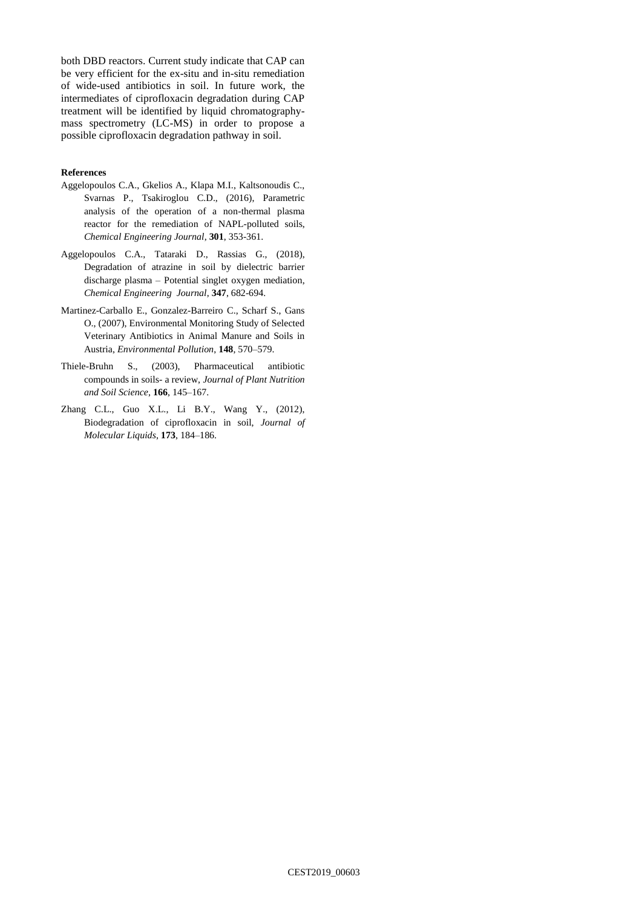both DBD reactors. Current study indicate that CAP can be very efficient for the ex-situ and in-situ remediation of wide-used antibiotics in soil. In future work, the intermediates of ciprofloxacin degradation during CAP treatment will be identified by liquid chromatography-mass spectrometry (LC-MS) in order to propose a possible ciprofloxacin degradation pathway in soil.

**References**

Aggelopoulos C.A., Gkelios A., Klapa M.I., Kaltsonoudis C., Svarnas P., Tsakiroglou C.D., (2016), Parametric analysis of the operation of a non-thermal plasma reactor for the remediation of NAPL-polluted soils, *Chemical Engineering Journal*, **301**, 353-361.

Aggelopoulos C.A., Tataraki D., Rassias G., (2018), Degradation of atrazine in soil by dielectric barrier discharge plasma – Potential singlet oxygen mediation, *Chemical Engineering Journal*, **347**, 682-694.

Martinez-Carballo E., Gonzalez-Barreiro C., Scharf S., Gans O., (2007), Environmental Monitoring Study of Selected Veterinary Antibiotics in Animal Manure and Soils in Austria, *Environmental Pollution*, **148**, 570–579.

Thiele-Bruhn S., (2003), Pharmaceutical antibiotic compounds in soils- a review, *Journal of Plant Nutrition and Soil Science*, **166**, 145–167.

Zhang C.L., Guo X.L., Li B.Y., Wang Y., (2012), Biodegradation of ciprofloxacin in soil, *Journal of Molecular Liquids*, **173**, 184–186.